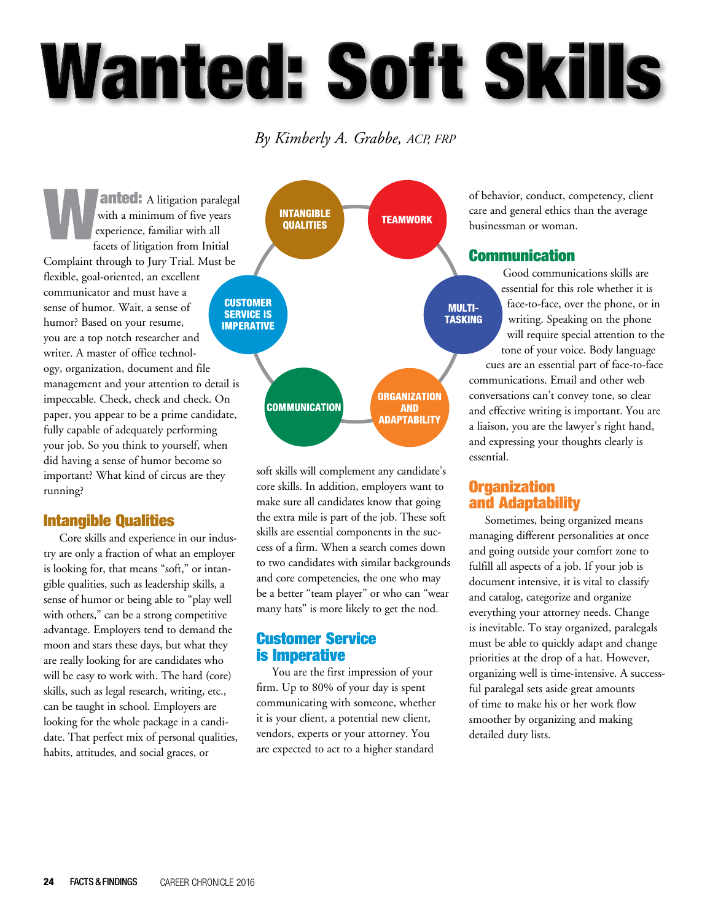# Wanted: Soft Skills

*By Kimberly A. Grabbe, ACP, FRP*

INTANGIBLE QUALITIES

TEAMWORK

CUSTOMER SERVICE IS IMPERATIVE

MULTI-TASKING

COMMUNICATION

ORGANIZATION AND ADAPTABILITY

**Wanted:** A litigation paralegal with a minimum of five years experience, familiar with all facets of litigation from Initial Complaint through to Jury Trial. Must be flexible, goal-oriented, an excellent communicator and must have a sense of humor. Wait, a sense of humor? Based on your resume, you are a top notch researcher and writer. A master of office technology, organization, document and file management and your attention to detail is impeccable. Check, check and check. On paper, you appear to be a prime candidate, fully capable of adequately performing your job. So you think to yourself, when did having a sense of humor become so important? What kind of circus are they running?

## Intangible Qualities

Core skills and experience in our industry are only a fraction of what an employer is looking for, that means "soft," or intangible qualities, such as leadership skills, a sense of humor or being able to "play well with others," can be a strong competitive advantage. Employers tend to demand the moon and stars these days, but what they are really looking for are candidates who will be easy to work with. The hard (core) skills, such as legal research, writing, etc., can be taught in school. Employers are looking for the whole package in a candidate. That perfect mix of personal qualities, habits, attitudes, and social graces, or soft skills will complement any candidate's core skills. In addition, employers want to make sure all candidates know that going the extra mile is part of the job. These soft skills are essential components in the success of a firm. When a search comes down to two candidates with similar backgrounds and core competencies, the one who may be a better "team player" or who can "wear many hats" is more likely to get the nod.

## Customer Service is Imperative

You are the first impression of your firm. Up to 80% of your day is spent communicating with someone, whether it is your client, a potential new client, vendors, experts or your attorney. You are expected to act to a higher standard of behavior, conduct, competency, client care and general ethics than the average businessman or woman.

## Communication

Good communications skills are essential for this role whether it is face-to-face, over the phone, or in writing. Speaking on the phone will require special attention to the tone of your voice. Body language cues are an essential part of face-to-face communications. Email and other web conversations can't convey tone, so clear and effective writing is important. You are a liaison, you are the lawyer's right hand, and expressing your thoughts clearly is essential.

## Organization and Adaptability

Sometimes, being organized means managing different personalities at once and going outside your comfort zone to fulfill all aspects of a job. If your job is document intensive, it is vital to classify and catalog, categorize and organize everything your attorney needs. Change is inevitable. To stay organized, paralegals must be able to quickly adapt and change priorities at the drop of a hat. However, organizing well is time-intensive. A successful paralegal sets aside great amounts of time to make his or her work flow smoother by organizing and making detailed duty lists.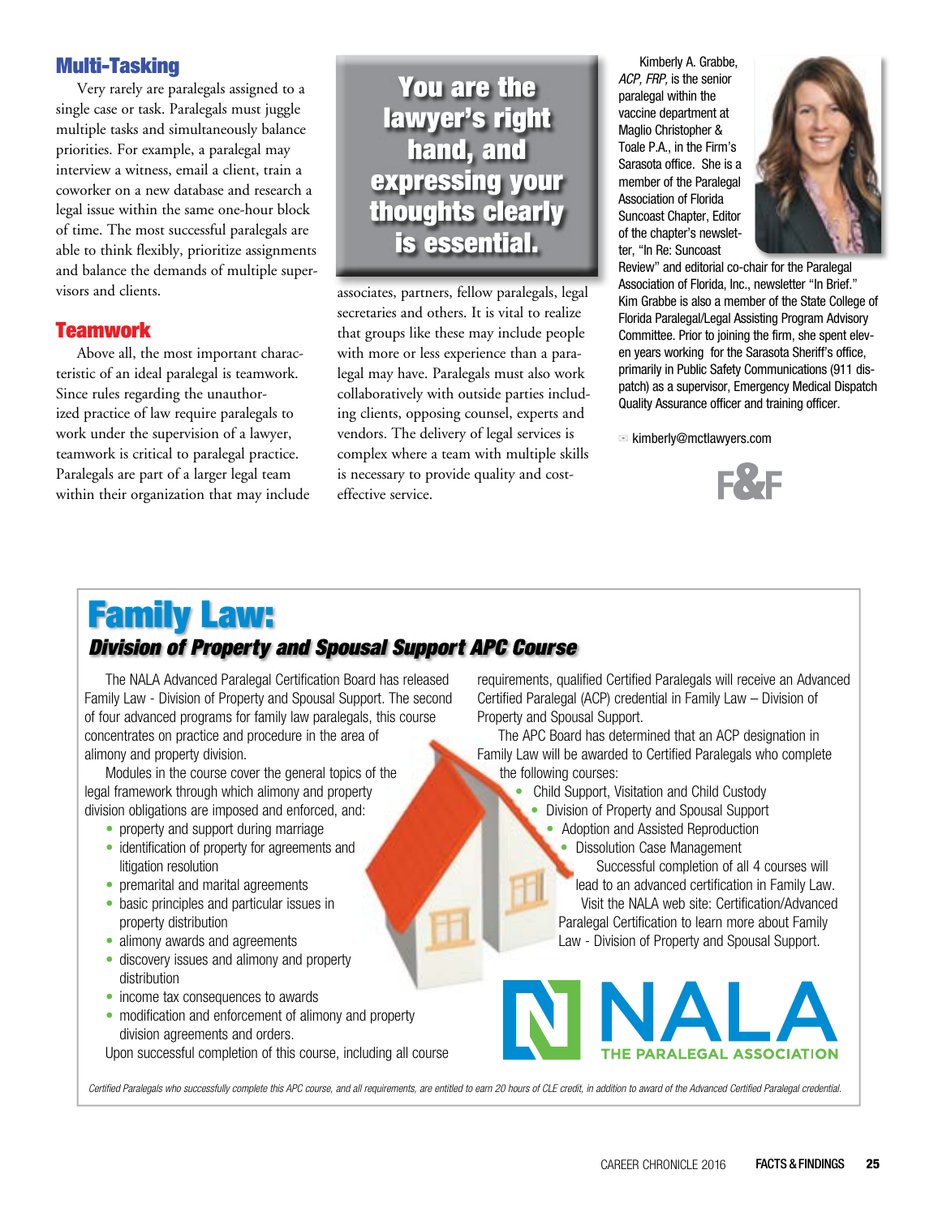## Multi-Tasking

Very rarely are paralegals assigned to a single case or task. Paralegals must juggle multiple tasks and simultaneously balance priorities. For example, a paralegal may interview a witness, email a client, train a coworker on a new database and research a legal issue within the same one-hour block of time. The most successful paralegals are able to think flexibly, prioritize assignments and balance the demands of multiple supervisors and clients.

## Teamwork

Above all, the most important characteristic of an ideal paralegal is teamwork. Since rules regarding the unauthorized practice of law require paralegals to work under the supervision of a lawyer, teamwork is critical to paralegal practice. Paralegals are part of a larger legal team within their organization that may include associates, partners, fellow paralegals, legal secretaries and others. It is vital to realize that groups like these may include people with more or less experience than a paralegal may have. Paralegals must also work collaboratively with outside parties including clients, opposing counsel, experts and vendors. The delivery of legal services is complex where a team with multiple skills is necessary to provide quality and cost-effective service.

**You are the lawyer's right hand, and expressing your thoughts clearly is essential.**

Kimberly A. Grabbe, *ACP, FRP,* is the senior paralegal within the vaccine department at Maglio Christopher & Toale P.A., in the Firm's Sarasota office. She is a member of the Paralegal Association of Florida Suncoast Chapter, Editor of the chapter's newsletter, "In Re: Suncoast Review" and editorial co-chair for the Paralegal Association of Florida, Inc., newsletter "In Brief." Kim Grabbe is also a member of the State College of Florida Paralegal/Legal Assisting Program Advisory Committee. Prior to joining the firm, she spent eleven years working for the Sarasota Sheriff's office, primarily in Public Safety Communications (911 dispatch) as a supervisor, Emergency Medical Dispatch Quality Assurance officer and training officer.

kimberly@mctlawyers.com

F&F

# Family Law:

### *Division of Property and Spousal Support APC Course*

The NALA Advanced Paralegal Certification Board has released Family Law - Division of Property and Spousal Support. The second of four advanced programs for family law paralegals, this course concentrates on practice and procedure in the area of alimony and property division.

Modules in the course cover the general topics of the legal framework through which alimony and property division obligations are imposed and enforced, and:

- property and support during marriage
- identification of property for agreements and litigation resolution
- premarital and marital agreements
- basic principles and particular issues in property distribution
- alimony awards and agreements
- discovery issues and alimony and property distribution
- income tax consequences to awards
- modification and enforcement of alimony and property division agreements and orders.

Upon successful completion of this course, including all course requirements, qualified Certified Paralegals will receive an Advanced Certified Paralegal (ACP) credential in Family Law – Division of Property and Spousal Support.

The APC Board has determined that an ACP designation in Family Law will be awarded to Certified Paralegals who complete the following courses:

- Child Support, Visitation and Child Custody
- Division of Property and Spousal Support
- Adoption and Assisted Reproduction
- Dissolution Case Management

Successful completion of all 4 courses will lead to an advanced certification in Family Law.

Visit the NALA web site: Certification/Advanced Paralegal Certification to learn more about Family Law - Division of Property and Spousal Support.

NALA THE PARALEGAL ASSOCIATION

*Certified Paralegals who successfully complete this APC course, and all requirements, are entitled to earn 20 hours of CLE credit, in addition to award of the Advanced Certified Paralegal credential.*